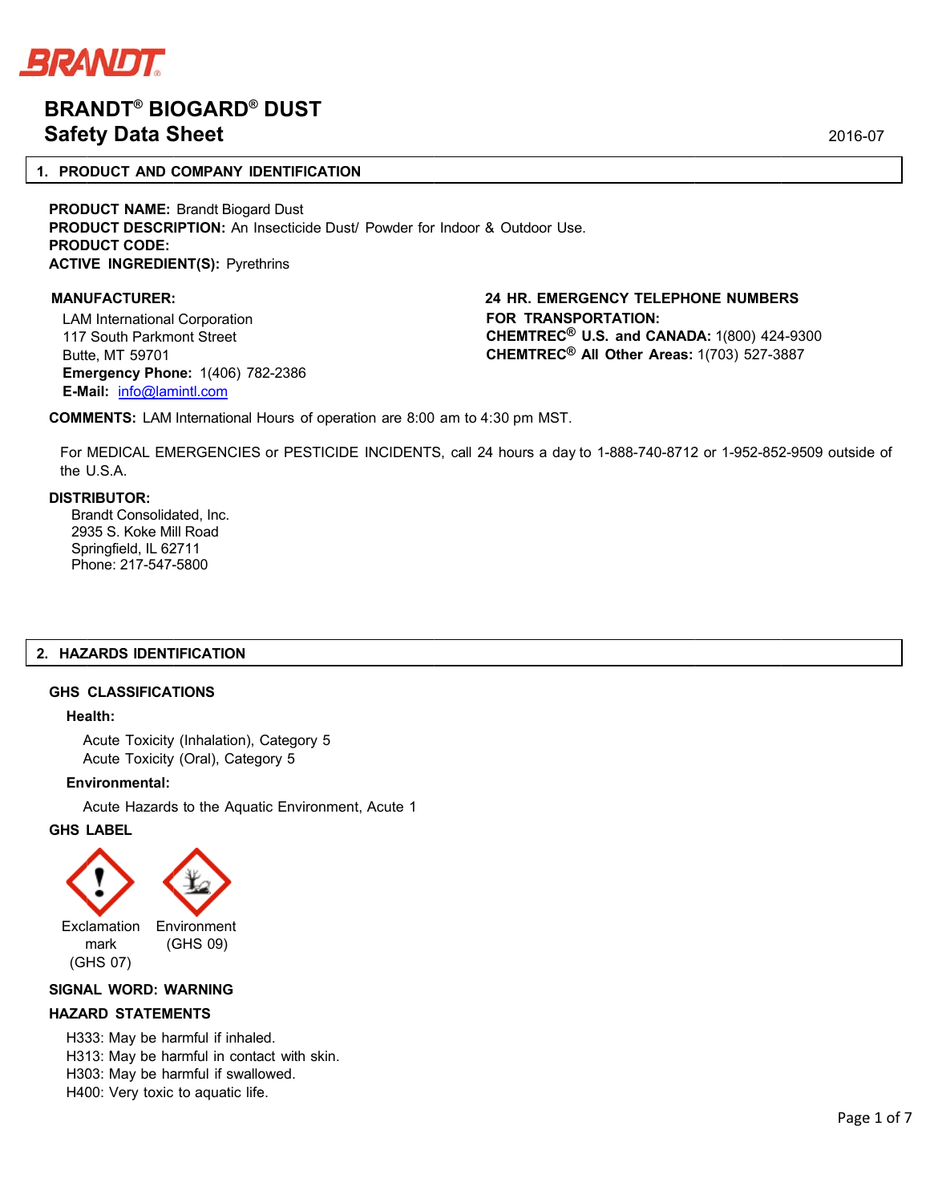# BRANDT® BIOGARD® DUST
## Safety Data Sheet

2016-07

## 1. PRODUCT AND COMPANY IDENTIFICATION

**PRODUCT NAME:** Brandt Biogard Dust
**PRODUCT DESCRIPTION:** An Insecticide Dust/ Powder for Indoor & Outdoor Use.
**PRODUCT CODE:**
**ACTIVE INGREDIENT(S):** Pyrethrins

**MANUFACTURER:**
LAM International Corporation
117 South Parkmont Street
Butte, MT 59701
**Emergency Phone:** 1(406) 782-2386
**E-Mail:** info@lamintl.com

**24 HR. EMERGENCY TELEPHONE NUMBERS FOR TRANSPORTATION:**
**CHEMTREC® U.S. and CANADA:** 1(800) 424-9300
**CHEMTREC® All Other Areas:** 1(703) 527-3887

**COMMENTS:** LAM International Hours of operation are 8:00 am to 4:30 pm MST.

For MEDICAL EMERGENCIES or PESTICIDE INCIDENTS, call 24 hours a day to 1-888-740-8712 or 1-952-852-9509 outside of the U.S.A.

**DISTRIBUTOR:**
Brandt Consolidated, Inc.
2935 S. Koke Mill Road
Springfield, IL 62711
Phone: 217-547-5800

## 2. HAZARDS IDENTIFICATION

### GHS CLASSIFICATIONS

**Health:**

Acute Toxicity (Inhalation), Category 5
Acute Toxicity (Oral), Category 5

**Environmental:**

Acute Hazards to the Aquatic Environment, Acute 1

### GHS LABEL

Exclamation mark (GHS 07)

Environment (GHS 09)

**SIGNAL WORD: WARNING**

### HAZARD STATEMENTS

H333: May be harmful if inhaled.
H313: May be harmful in contact with skin.
H303: May be harmful if swallowed.
H400: Very toxic to aquatic life.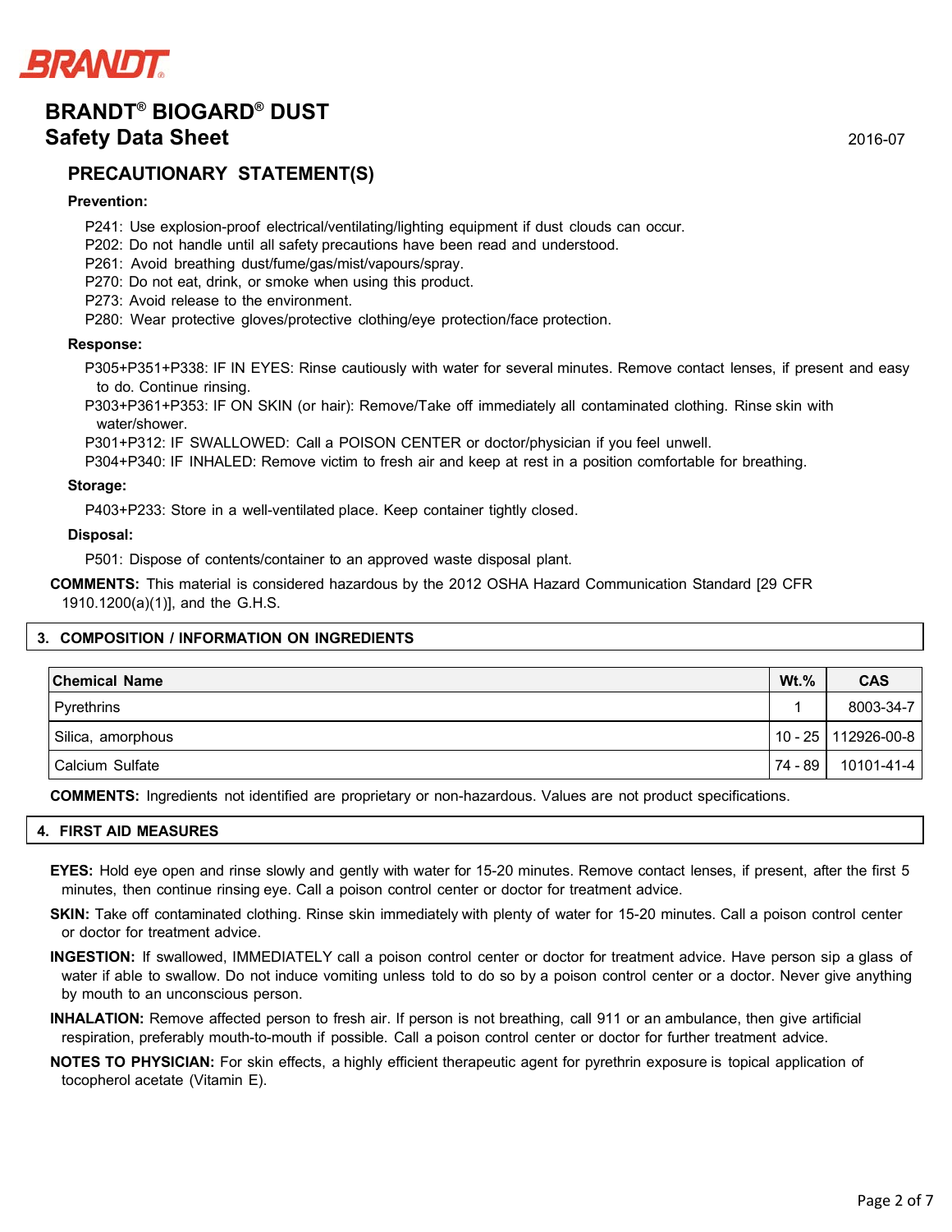## PRECAUTIONARY STATEMENT(S)

**Prevention:**

P241: Use explosion-proof electrical/ventilating/lighting equipment if dust clouds can occur.
P202: Do not handle until all safety precautions have been read and understood.
P261: Avoid breathing dust/fume/gas/mist/vapours/spray.
P270: Do not eat, drink, or smoke when using this product.
P273: Avoid release to the environment.
P280: Wear protective gloves/protective clothing/eye protection/face protection.

**Response:**

P305+P351+P338: IF IN EYES: Rinse cautiously with water for several minutes. Remove contact lenses, if present and easy to do. Continue rinsing.
P303+P361+P353: IF ON SKIN (or hair): Remove/Take off immediately all contaminated clothing. Rinse skin with water/shower.
P301+P312: IF SWALLOWED: Call a POISON CENTER or doctor/physician if you feel unwell.
P304+P340: IF INHALED: Remove victim to fresh air and keep at rest in a position comfortable for breathing.

**Storage:**

P403+P233: Store in a well-ventilated place. Keep container tightly closed.

**Disposal:**

P501: Dispose of contents/container to an approved waste disposal plant.

**COMMENTS:** This material is considered hazardous by the 2012 OSHA Hazard Communication Standard [29 CFR 1910.1200(a)(1)], and the G.H.S.

## 3. COMPOSITION / INFORMATION ON INGREDIENTS

| Chemical Name | Wt.% | CAS |
|---|---|---|
| Pyrethrins | 1 | 8003-34-7 |
| Silica, amorphous | 10 - 25 | 112926-00-8 |
| Calcium Sulfate | 74 - 89 | 10101-41-4 |

**COMMENTS:** Ingredients not identified are proprietary or non-hazardous. Values are not product specifications.

## 4. FIRST AID MEASURES

**EYES:** Hold eye open and rinse slowly and gently with water for 15-20 minutes. Remove contact lenses, if present, after the first 5 minutes, then continue rinsing eye. Call a poison control center or doctor for treatment advice.

**SKIN:** Take off contaminated clothing. Rinse skin immediately with plenty of water for 15-20 minutes. Call a poison control center or doctor for treatment advice.

**INGESTION:** If swallowed, IMMEDIATELY call a poison control center or doctor for treatment advice. Have person sip a glass of water if able to swallow. Do not induce vomiting unless told to do so by a poison control center or a doctor. Never give anything by mouth to an unconscious person.

**INHALATION:** Remove affected person to fresh air. If person is not breathing, call 911 or an ambulance, then give artificial respiration, preferably mouth-to-mouth if possible. Call a poison control center or doctor for further treatment advice.

**NOTES TO PHYSICIAN:** For skin effects, a highly efficient therapeutic agent for pyrethrin exposure is topical application of tocopherol acetate (Vitamin E).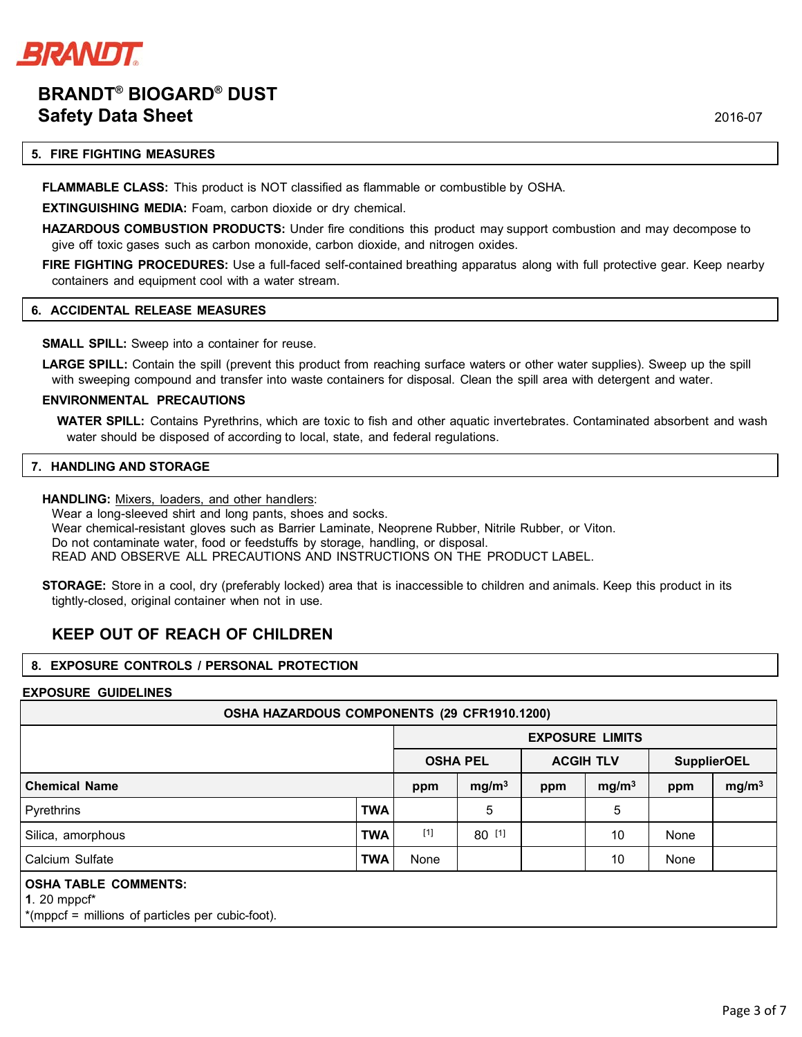## 5. FIRE FIGHTING MEASURES

**FLAMMABLE CLASS:** This product is NOT classified as flammable or combustible by OSHA.

**EXTINGUISHING MEDIA:** Foam, carbon dioxide or dry chemical.

**HAZARDOUS COMBUSTION PRODUCTS:** Under fire conditions this product may support combustion and may decompose to give off toxic gases such as carbon monoxide, carbon dioxide, and nitrogen oxides.

**FIRE FIGHTING PROCEDURES:** Use a full-faced self-contained breathing apparatus along with full protective gear. Keep nearby containers and equipment cool with a water stream.

## 6. ACCIDENTAL RELEASE MEASURES

**SMALL SPILL:** Sweep into a container for reuse.

**LARGE SPILL:** Contain the spill (prevent this product from reaching surface waters or other water supplies). Sweep up the spill with sweeping compound and transfer into waste containers for disposal. Clean the spill area with detergent and water.

**ENVIRONMENTAL PRECAUTIONS**

**WATER SPILL:** Contains Pyrethrins, which are toxic to fish and other aquatic invertebrates. Contaminated absorbent and wash water should be disposed of according to local, state, and federal regulations.

## 7. HANDLING AND STORAGE

**HANDLING:** Mixers, loaders, and other handlers:
Wear a long-sleeved shirt and long pants, shoes and socks.
Wear chemical-resistant gloves such as Barrier Laminate, Neoprene Rubber, Nitrile Rubber, or Viton.
Do not contaminate water, food or feedstuffs by storage, handling, or disposal.
READ AND OBSERVE ALL PRECAUTIONS AND INSTRUCTIONS ON THE PRODUCT LABEL.

**STORAGE:** Store in a cool, dry (preferably locked) area that is inaccessible to children and animals. Keep this product in its tightly-closed, original container when not in use.

### KEEP OUT OF REACH OF CHILDREN

## 8. EXPOSURE CONTROLS / PERSONAL PROTECTION

**EXPOSURE GUIDELINES**

| OSHA HAZARDOUS COMPONENTS (29 CFR1910.1200) | | | | | | | |
|---|---|---|---|---|---|---|---|
| | | EXPOSURE LIMITS | | | | | |
| | | OSHA PEL | | ACGIH TLV | | SupplierOEL | |
| **Chemical Name** | | ppm | mg/m³ | ppm | mg/m³ | ppm | mg/m³ |
| Pyrethrins | TWA | | 5 | | 5 | | |
| Silica, amorphous | TWA | [1] | 80 [1] | | 10 | None | |
| Calcium Sulfate | TWA | None | | | 10 | None | |

**OSHA TABLE COMMENTS:**
**1**. 20 mppcf*
*(mppcf = millions of particles per cubic-foot).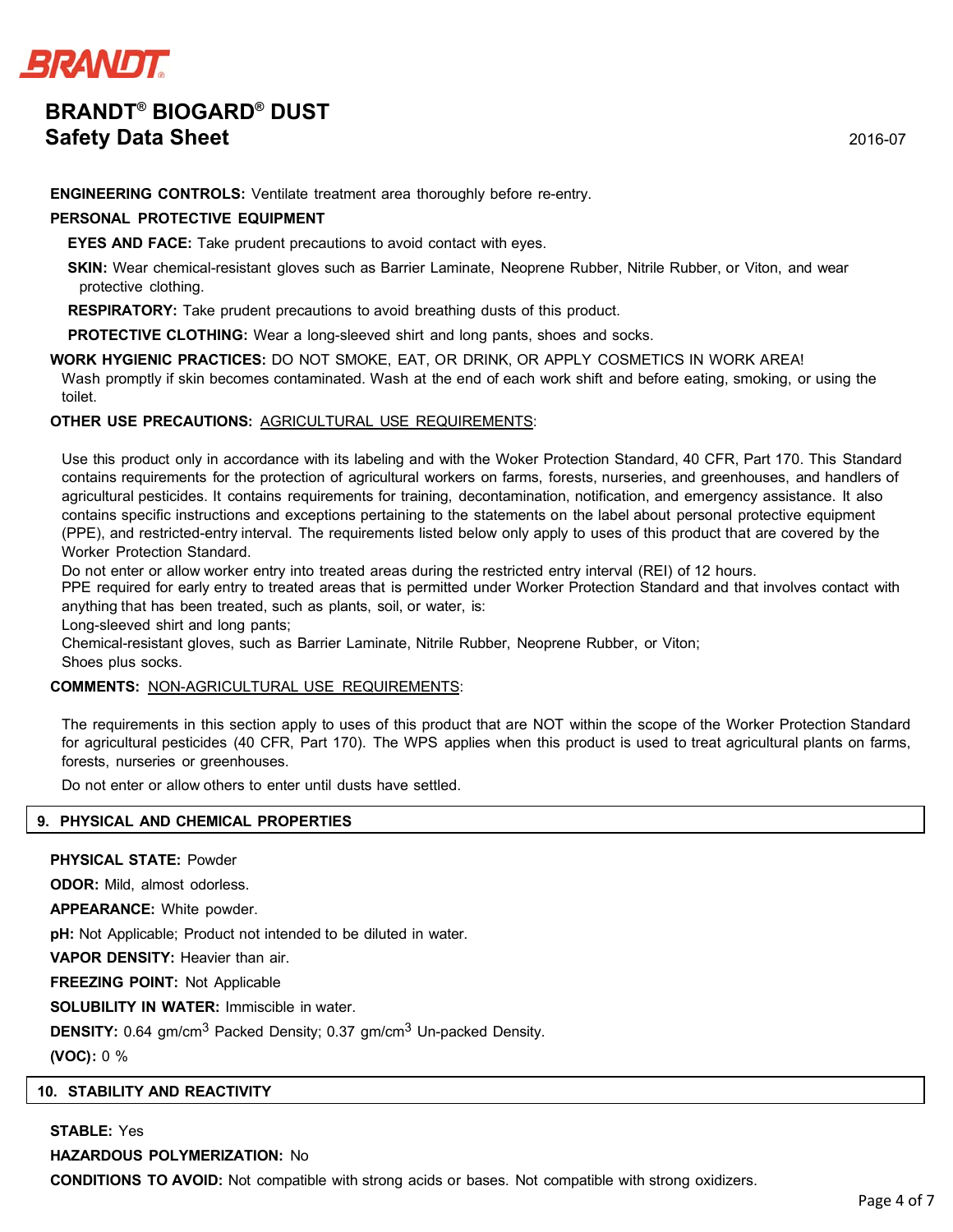**ENGINEERING CONTROLS:** Ventilate treatment area thoroughly before re-entry.

**PERSONAL PROTECTIVE EQUIPMENT**

**EYES AND FACE:** Take prudent precautions to avoid contact with eyes.

**SKIN:** Wear chemical-resistant gloves such as Barrier Laminate, Neoprene Rubber, Nitrile Rubber, or Viton, and wear protective clothing.

**RESPIRATORY:** Take prudent precautions to avoid breathing dusts of this product.

**PROTECTIVE CLOTHING:** Wear a long-sleeved shirt and long pants, shoes and socks.

**WORK HYGIENIC PRACTICES:** DO NOT SMOKE, EAT, OR DRINK, OR APPLY COSMETICS IN WORK AREA! Wash promptly if skin becomes contaminated. Wash at the end of each work shift and before eating, smoking, or using the toilet.

**OTHER USE PRECAUTIONS:** AGRICULTURAL USE REQUIREMENTS:

Use this product only in accordance with its labeling and with the Woker Protection Standard, 40 CFR, Part 170. This Standard contains requirements for the protection of agricultural workers on farms, forests, nurseries, and greenhouses, and handlers of agricultural pesticides. It contains requirements for training, decontamination, notification, and emergency assistance. It also contains specific instructions and exceptions pertaining to the statements on the label about personal protective equipment (PPE), and restricted-entry interval. The requirements listed below only apply to uses of this product that are covered by the Worker Protection Standard.

Do not enter or allow worker entry into treated areas during the restricted entry interval (REI) of 12 hours.

PPE required for early entry to treated areas that is permitted under Worker Protection Standard and that involves contact with anything that has been treated, such as plants, soil, or water, is:

Long-sleeved shirt and long pants;

Chemical-resistant gloves, such as Barrier Laminate, Nitrile Rubber, Neoprene Rubber, or Viton;

Shoes plus socks.

**COMMENTS:** NON-AGRICULTURAL USE REQUIREMENTS:

The requirements in this section apply to uses of this product that are NOT within the scope of the Worker Protection Standard for agricultural pesticides (40 CFR, Part 170). The WPS applies when this product is used to treat agricultural plants on farms, forests, nurseries or greenhouses.

Do not enter or allow others to enter until dusts have settled.

## 9. PHYSICAL AND CHEMICAL PROPERTIES

**PHYSICAL STATE:** Powder

**ODOR:** Mild, almost odorless.

**APPEARANCE:** White powder.

**pH:** Not Applicable; Product not intended to be diluted in water.

**VAPOR DENSITY:** Heavier than air.

**FREEZING POINT:** Not Applicable

**SOLUBILITY IN WATER:** Immiscible in water.

**DENSITY:** 0.64 gm/cm$^3$ Packed Density; 0.37 gm/cm$^3$ Un-packed Density.

**(VOC):** 0 %

## 10. STABILITY AND REACTIVITY

**STABLE:** Yes

**HAZARDOUS POLYMERIZATION:** No

**CONDITIONS TO AVOID:** Not compatible with strong acids or bases. Not compatible with strong oxidizers.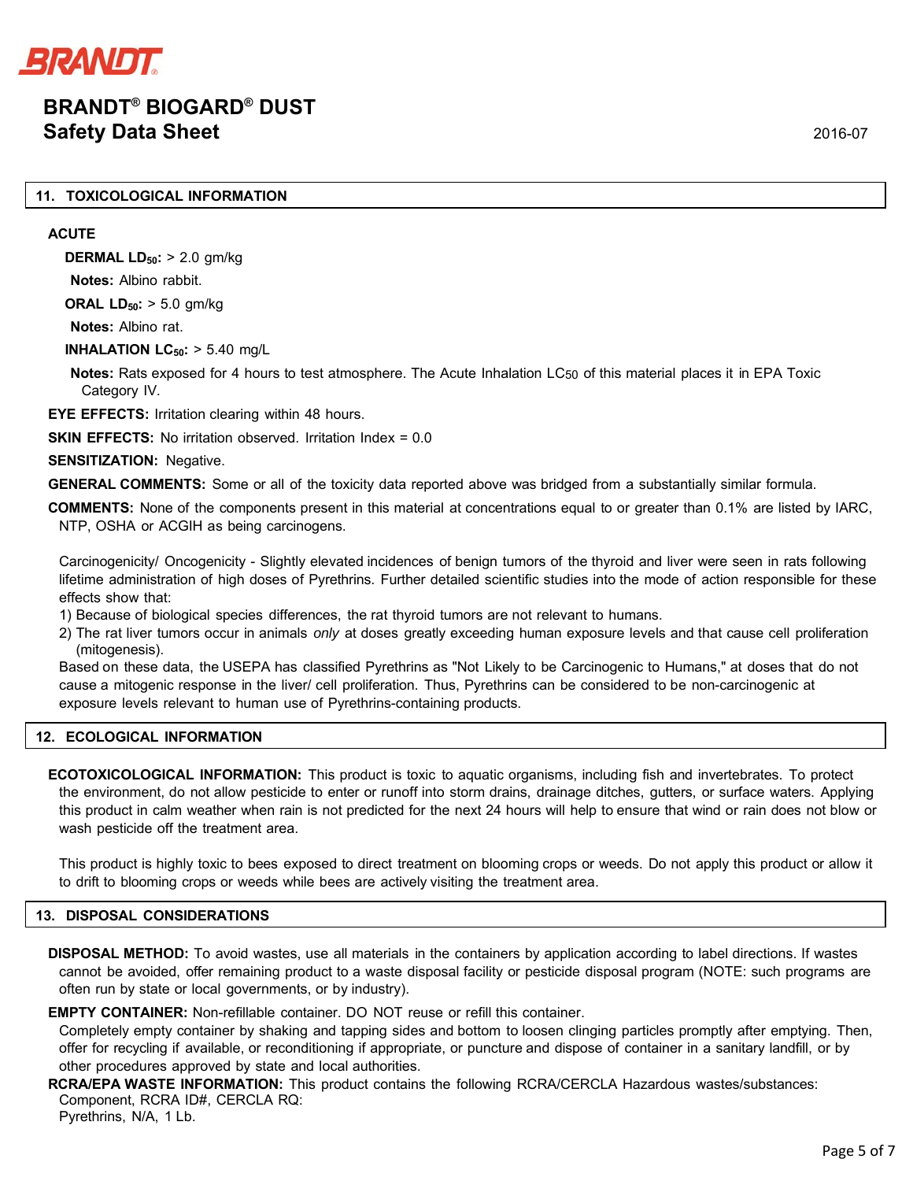## 11. TOXICOLOGICAL INFORMATION

**ACUTE**

**DERMAL $LD_{50}$:** > 2.0 gm/kg

**Notes:** Albino rabbit.

**ORAL $LD_{50}$:** > 5.0 gm/kg

**Notes:** Albino rat.

**INHALATION $LC_{50}$:** > 5.40 mg/L

**Notes:** Rats exposed for 4 hours to test atmosphere. The Acute Inhalation $LC_{50}$ of this material places it in EPA Toxic Category IV.

**EYE EFFECTS:** Irritation clearing within 48 hours.

**SKIN EFFECTS:** No irritation observed. Irritation Index = 0.0

**SENSITIZATION:** Negative.

**GENERAL COMMENTS:** Some or all of the toxicity data reported above was bridged from a substantially similar formula.

**COMMENTS:** None of the components present in this material at concentrations equal to or greater than 0.1% are listed by IARC, NTP, OSHA or ACGIH as being carcinogens.

Carcinogenicity/ Oncogenicity - Slightly elevated incidences of benign tumors of the thyroid and liver were seen in rats following lifetime administration of high doses of Pyrethrins. Further detailed scientific studies into the mode of action responsible for these effects show that:

1) Because of biological species differences, the rat thyroid tumors are not relevant to humans.
2) The rat liver tumors occur in animals *only* at doses greatly exceeding human exposure levels and that cause cell proliferation (mitogenesis).

Based on these data, the USEPA has classified Pyrethrins as "Not Likely to be Carcinogenic to Humans," at doses that do not cause a mitogenic response in the liver/ cell proliferation. Thus, Pyrethrins can be considered to be non-carcinogenic at exposure levels relevant to human use of Pyrethrins-containing products.

## 12. ECOLOGICAL INFORMATION

**ECOTOXICOLOGICAL INFORMATION:** This product is toxic to aquatic organisms, including fish and invertebrates. To protect the environment, do not allow pesticide to enter or runoff into storm drains, drainage ditches, gutters, or surface waters. Applying this product in calm weather when rain is not predicted for the next 24 hours will help to ensure that wind or rain does not blow or wash pesticide off the treatment area.

This product is highly toxic to bees exposed to direct treatment on blooming crops or weeds. Do not apply this product or allow it to drift to blooming crops or weeds while bees are actively visiting the treatment area.

## 13. DISPOSAL CONSIDERATIONS

**DISPOSAL METHOD:** To avoid wastes, use all materials in the containers by application according to label directions. If wastes cannot be avoided, offer remaining product to a waste disposal facility or pesticide disposal program (NOTE: such programs are often run by state or local governments, or by industry).

**EMPTY CONTAINER:** Non-refillable container. DO NOT reuse or refill this container.
Completely empty container by shaking and tapping sides and bottom to loosen clinging particles promptly after emptying. Then, offer for recycling if available, or reconditioning if appropriate, or puncture and dispose of container in a sanitary landfill, or by other procedures approved by state and local authorities.

**RCRA/EPA WASTE INFORMATION:** This product contains the following RCRA/CERCLA Hazardous wastes/substances:
Component, RCRA ID#, CERCLA RQ:
Pyrethrins, N/A, 1 Lb.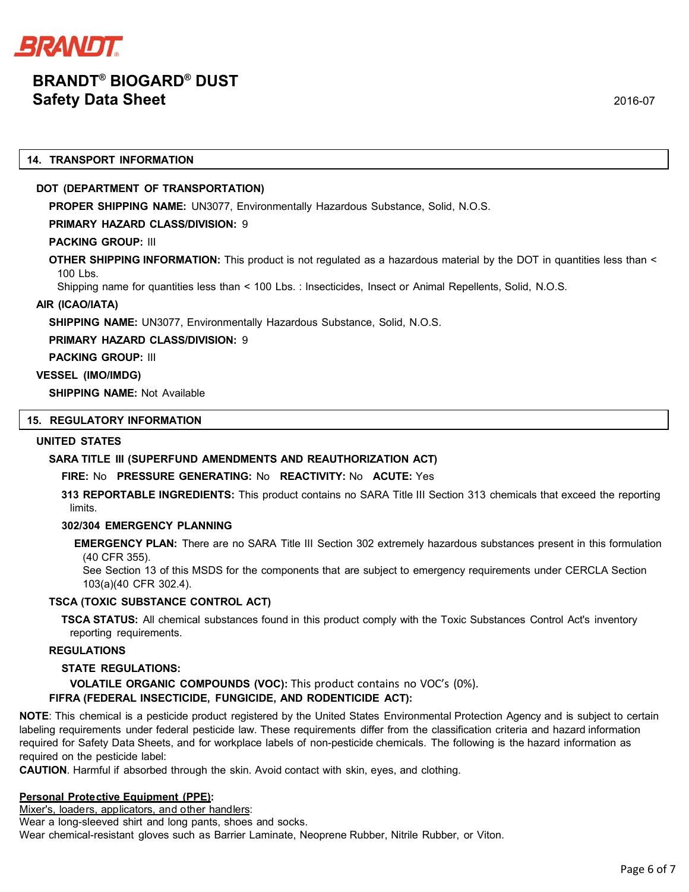## 14. TRANSPORT INFORMATION

**DOT (DEPARTMENT OF TRANSPORTATION)**

**PROPER SHIPPING NAME:** UN3077, Environmentally Hazardous Substance, Solid, N.O.S.

**PRIMARY HAZARD CLASS/DIVISION:** 9

**PACKING GROUP:** III

**OTHER SHIPPING INFORMATION:** This product is not regulated as a hazardous material by the DOT in quantities less than < 100 Lbs.
Shipping name for quantities less than < 100 Lbs. : Insecticides, Insect or Animal Repellents, Solid, N.O.S.

**AIR (ICAO/IATA)**

**SHIPPING NAME:** UN3077, Environmentally Hazardous Substance, Solid, N.O.S.

**PRIMARY HAZARD CLASS/DIVISION:** 9

**PACKING GROUP:** III

**VESSEL (IMO/IMDG)**

**SHIPPING NAME:** Not Available

## 15. REGULATORY INFORMATION

**UNITED STATES**

**SARA TITLE III (SUPERFUND AMENDMENTS AND REAUTHORIZATION ACT)**

**FIRE:** No **PRESSURE GENERATING:** No **REACTIVITY:** No **ACUTE:** Yes

**313 REPORTABLE INGREDIENTS:** This product contains no SARA Title III Section 313 chemicals that exceed the reporting limits.

**302/304 EMERGENCY PLANNING**

**EMERGENCY PLAN:** There are no SARA Title III Section 302 extremely hazardous substances present in this formulation (40 CFR 355).
See Section 13 of this MSDS for the components that are subject to emergency requirements under CERCLA Section 103(a)(40 CFR 302.4).

**TSCA (TOXIC SUBSTANCE CONTROL ACT)**

**TSCA STATUS:** All chemical substances found in this product comply with the Toxic Substances Control Act's inventory reporting requirements.

**REGULATIONS**

**STATE REGULATIONS:**

**VOLATILE ORGANIC COMPOUNDS (VOC):** This product contains no VOC's (0%).

**FIFRA (FEDERAL INSECTICIDE, FUNGICIDE, AND RODENTICIDE ACT):**

**NOTE**: This chemical is a pesticide product registered by the United States Environmental Protection Agency and is subject to certain labeling requirements under federal pesticide law. These requirements differ from the classification criteria and hazard information required for Safety Data Sheets, and for workplace labels of non-pesticide chemicals. The following is the hazard information as required on the pesticide label:
**CAUTION**. Harmful if absorbed through the skin. Avoid contact with skin, eyes, and clothing.

**Personal Protective Equipment (PPE):**
Mixer's, loaders, applicators, and other handlers:
Wear a long-sleeved shirt and long pants, shoes and socks.
Wear chemical-resistant gloves such as Barrier Laminate, Neoprene Rubber, Nitrile Rubber, or Viton.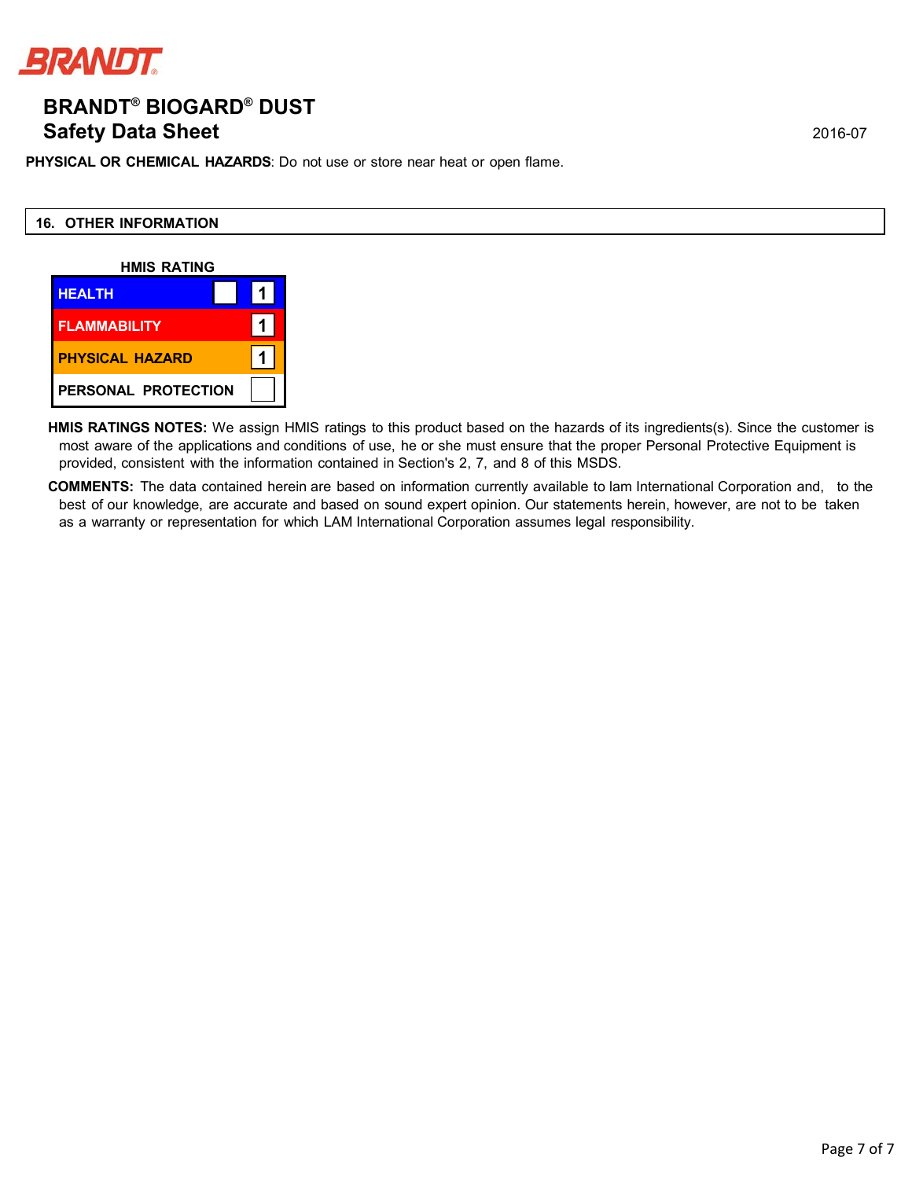**PHYSICAL OR CHEMICAL HAZARDS**: Do not use or store near heat or open flame.

## 16. OTHER INFORMATION

**HMIS RATING**

| | | |
|---|---|---|
| HEALTH | | 1 |
| FLAMMABILITY | | 1 |
| PHYSICAL HAZARD | | 1 |
| PERSONAL PROTECTION | | |

**HMIS RATINGS NOTES:** We assign HMIS ratings to this product based on the hazards of its ingredients(s). Since the customer is most aware of the applications and conditions of use, he or she must ensure that the proper Personal Protective Equipment is provided, consistent with the information contained in Section's 2, 7, and 8 of this MSDS.

**COMMENTS:** The data contained herein are based on information currently available to lam International Corporation and, to the best of our knowledge, are accurate and based on sound expert opinion. Our statements herein, however, are not to be taken as a warranty or representation for which LAM International Corporation assumes legal responsibility.